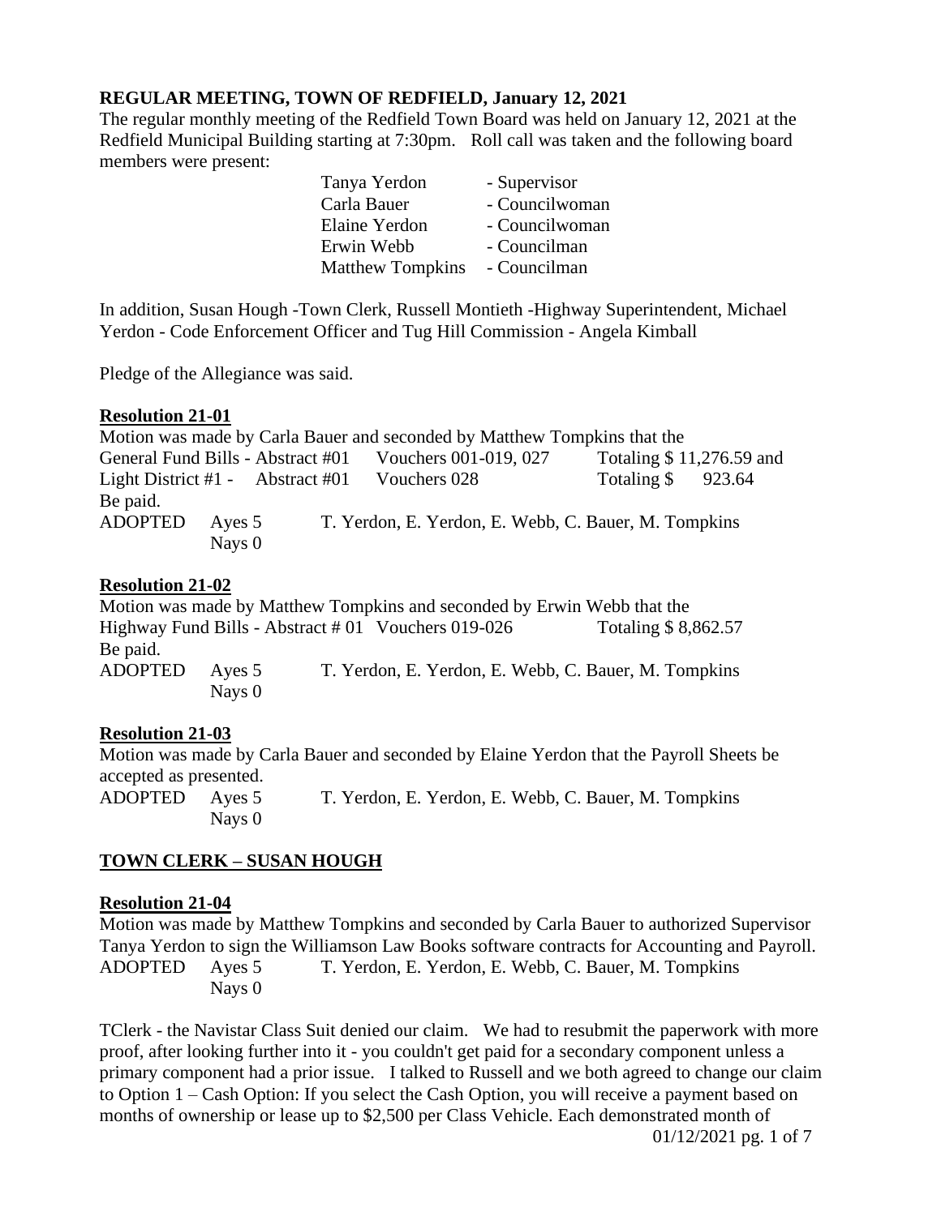**REGULAR MEETING, TOWN OF REDFIELD, January 12, 2021**

The regular monthly meeting of the Redfield Town Board was held on January 12, 2021 at the Redfield Municipal Building starting at 7:30pm. Roll call was taken and the following board members were present:

| | |
|---|---|
| Tanya Yerdon | - Supervisor |
| Carla Bauer | - Councilwoman |
| Elaine Yerdon | - Councilwoman |
| Erwin Webb | - Councilman |
| Matthew Tompkins | - Councilman |

In addition, Susan Hough -Town Clerk, Russell Montieth -Highway Superintendent, Michael Yerdon - Code Enforcement Officer and Tug Hill Commission - Angela Kimball

Pledge of the Allegiance was said.

**Resolution 21-01**

Motion was made by Carla Bauer and seconded by Matthew Tompkins that the
General Fund Bills - Abstract #01 Vouchers 001-019, 027 Totaling $ 11,276.59 and
Light District #1 - Abstract #01 Vouchers 028 Totaling $ 923.64
Be paid.

ADOPTED Ayes 5 T. Yerdon, E. Yerdon, E. Webb, C. Bauer, M. Tompkins
Nays 0

**Resolution 21-02**

Motion was made by Matthew Tompkins and seconded by Erwin Webb that the
Highway Fund Bills - Abstract # 01 Vouchers 019-026 Totaling $ 8,862.57
Be paid.

ADOPTED Ayes 5 T. Yerdon, E. Yerdon, E. Webb, C. Bauer, M. Tompkins
Nays 0

**Resolution 21-03**

Motion was made by Carla Bauer and seconded by Elaine Yerdon that the Payroll Sheets be accepted as presented.

ADOPTED Ayes 5 T. Yerdon, E. Yerdon, E. Webb, C. Bauer, M. Tompkins
Nays 0

**TOWN CLERK – SUSAN HOUGH**

**Resolution 21-04**

Motion was made by Matthew Tompkins and seconded by Carla Bauer to authorized Supervisor Tanya Yerdon to sign the Williamson Law Books software contracts for Accounting and Payroll.

ADOPTED Ayes 5 T. Yerdon, E. Yerdon, E. Webb, C. Bauer, M. Tompkins
Nays 0

TClerk - the Navistar Class Suit denied our claim. We had to resubmit the paperwork with more proof, after looking further into it - you couldn't get paid for a secondary component unless a primary component had a prior issue. I talked to Russell and we both agreed to change our claim to Option 1 – Cash Option: If you select the Cash Option, you will receive a payment based on months of ownership or lease up to $2,500 per Class Vehicle. Each demonstrated month of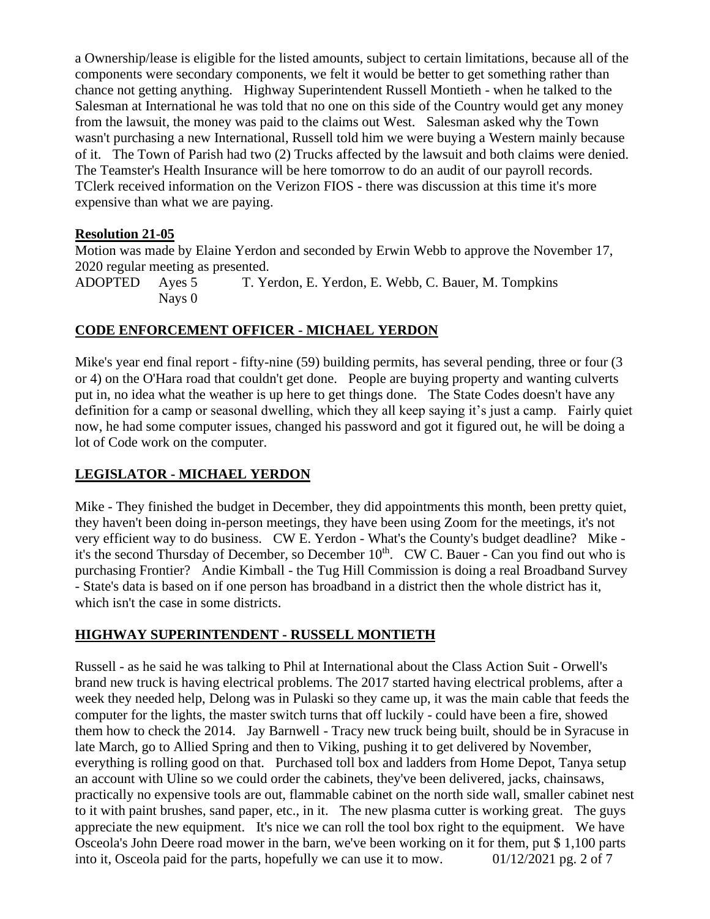a Ownership/lease is eligible for the listed amounts, subject to certain limitations, because all of the components were secondary components, we felt it would be better to get something rather than chance not getting anything. Highway Superintendent Russell Montieth - when he talked to the Salesman at International he was told that no one on this side of the Country would get any money from the lawsuit, the money was paid to the claims out West. Salesman asked why the Town wasn't purchasing a new International, Russell told him we were buying a Western mainly because of it. The Town of Parish had two (2) Trucks affected by the lawsuit and both claims were denied. The Teamster's Health Insurance will be here tomorrow to do an audit of our payroll records. TClerk received information on the Verizon FIOS - there was discussion at this time it's more expensive than what we are paying.

**Resolution 21-05**

Motion was made by Elaine Yerdon and seconded by Erwin Webb to approve the November 17, 2020 regular meeting as presented.

ADOPTED Ayes 5 T. Yerdon, E. Yerdon, E. Webb, C. Bauer, M. Tompkins
Nays 0

## CODE ENFORCEMENT OFFICER - MICHAEL YERDON

Mike's year end final report - fifty-nine (59) building permits, has several pending, three or four (3 or 4) on the O'Hara road that couldn't get done. People are buying property and wanting culverts put in, no idea what the weather is up here to get things done. The State Codes doesn't have any definition for a camp or seasonal dwelling, which they all keep saying it's just a camp. Fairly quiet now, he had some computer issues, changed his password and got it figured out, he will be doing a lot of Code work on the computer.

## LEGISLATOR - MICHAEL YERDON

Mike - They finished the budget in December, they did appointments this month, been pretty quiet, they haven't been doing in-person meetings, they have been using Zoom for the meetings, it's not very efficient way to do business. CW E. Yerdon - What's the County's budget deadline? Mike - it's the second Thursday of December, so December 10th. CW C. Bauer - Can you find out who is purchasing Frontier? Andie Kimball - the Tug Hill Commission is doing a real Broadband Survey - State's data is based on if one person has broadband in a district then the whole district has it, which isn't the case in some districts.

## HIGHWAY SUPERINTENDENT - RUSSELL MONTIETH

Russell - as he said he was talking to Phil at International about the Class Action Suit - Orwell's brand new truck is having electrical problems. The 2017 started having electrical problems, after a week they needed help, Delong was in Pulaski so they came up, it was the main cable that feeds the computer for the lights, the master switch turns that off luckily - could have been a fire, showed them how to check the 2014. Jay Barnwell - Tracy new truck being built, should be in Syracuse in late March, go to Allied Spring and then to Viking, pushing it to get delivered by November, everything is rolling good on that. Purchased toll box and ladders from Home Depot, Tanya setup an account with Uline so we could order the cabinets, they've been delivered, jacks, chainsaws, practically no expensive tools are out, flammable cabinet on the north side wall, smaller cabinet nest to it with paint brushes, sand paper, etc., in it. The new plasma cutter is working great. The guys appreciate the new equipment. It's nice we can roll the tool box right to the equipment. We have Osceola's John Deere road mower in the barn, we've been working on it for them, put $ 1,100 parts into it, Osceola paid for the parts, hopefully we can use it to mow.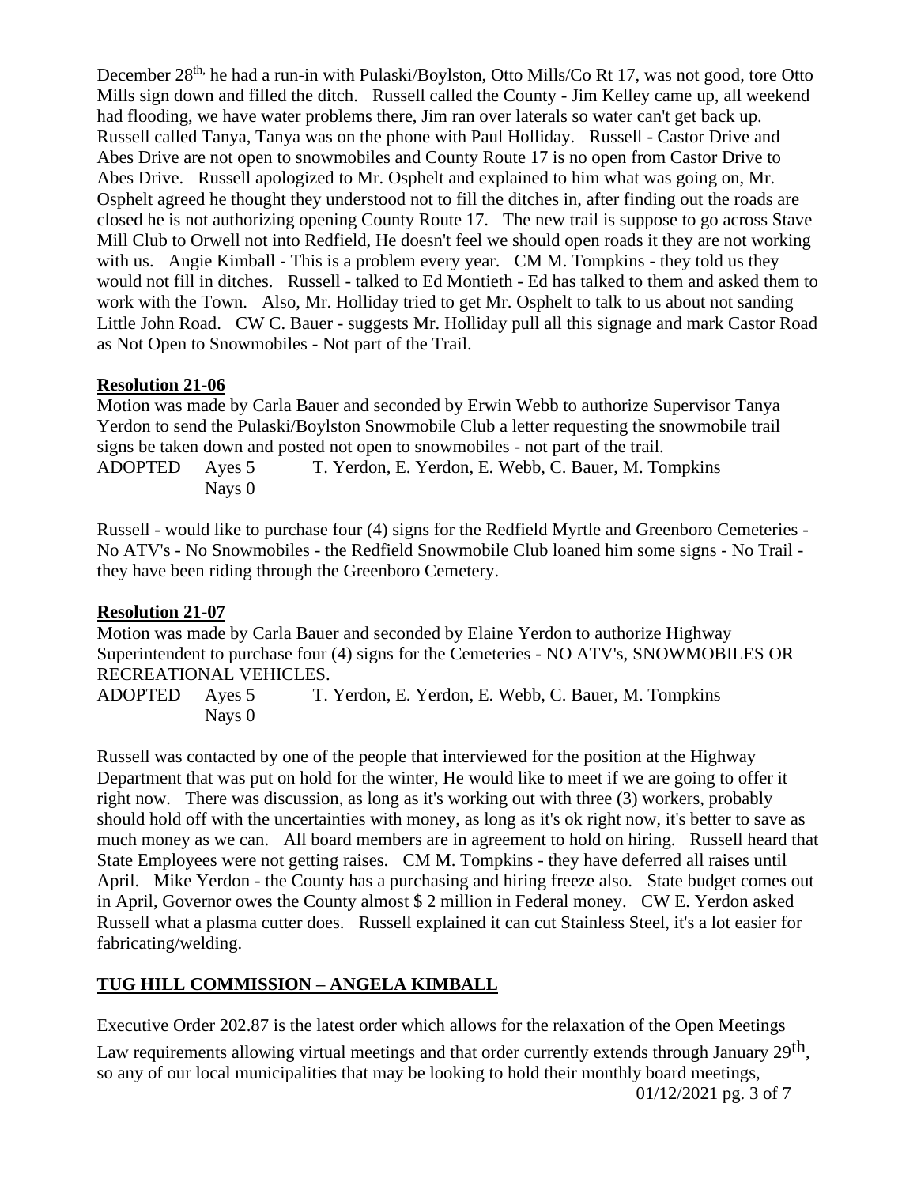December 28th, he had a run-in with Pulaski/Boylston, Otto Mills/Co Rt 17, was not good, tore Otto Mills sign down and filled the ditch. Russell called the County - Jim Kelley came up, all weekend had flooding, we have water problems there, Jim ran over laterals so water can't get back up. Russell called Tanya, Tanya was on the phone with Paul Holliday. Russell - Castor Drive and Abes Drive are not open to snowmobiles and County Route 17 is no open from Castor Drive to Abes Drive. Russell apologized to Mr. Osphelt and explained to him what was going on, Mr. Osphelt agreed he thought they understood not to fill the ditches in, after finding out the roads are closed he is not authorizing opening County Route 17. The new trail is suppose to go across Stave Mill Club to Orwell not into Redfield, He doesn't feel we should open roads it they are not working with us. Angie Kimball - This is a problem every year. CM M. Tompkins - they told us they would not fill in ditches. Russell - talked to Ed Montieth - Ed has talked to them and asked them to work with the Town. Also, Mr. Holliday tried to get Mr. Osphelt to talk to us about not sanding Little John Road. CW C. Bauer - suggests Mr. Holliday pull all this signage and mark Castor Road as Not Open to Snowmobiles - Not part of the Trail.

**Resolution 21-06**

Motion was made by Carla Bauer and seconded by Erwin Webb to authorize Supervisor Tanya Yerdon to send the Pulaski/Boylston Snowmobile Club a letter requesting the snowmobile trail signs be taken down and posted not open to snowmobiles - not part of the trail.

ADOPTED Ayes 5 T. Yerdon, E. Yerdon, E. Webb, C. Bauer, M. Tompkins
Nays 0

Russell - would like to purchase four (4) signs for the Redfield Myrtle and Greenboro Cemeteries - No ATV's - No Snowmobiles - the Redfield Snowmobile Club loaned him some signs - No Trail - they have been riding through the Greenboro Cemetery.

**Resolution 21-07**

Motion was made by Carla Bauer and seconded by Elaine Yerdon to authorize Highway Superintendent to purchase four (4) signs for the Cemeteries - NO ATV's, SNOWMOBILES OR RECREATIONAL VEHICLES.

ADOPTED Ayes 5 T. Yerdon, E. Yerdon, E. Webb, C. Bauer, M. Tompkins
Nays 0

Russell was contacted by one of the people that interviewed for the position at the Highway Department that was put on hold for the winter, He would like to meet if we are going to offer it right now. There was discussion, as long as it's working out with three (3) workers, probably should hold off with the uncertainties with money, as long as it's ok right now, it's better to save as much money as we can. All board members are in agreement to hold on hiring. Russell heard that State Employees were not getting raises. CM M. Tompkins - they have deferred all raises until April. Mike Yerdon - the County has a purchasing and hiring freeze also. State budget comes out in April, Governor owes the County almost $ 2 million in Federal money. CW E. Yerdon asked Russell what a plasma cutter does. Russell explained it can cut Stainless Steel, it's a lot easier for fabricating/welding.

## TUG HILL COMMISSION – ANGELA KIMBALL

Executive Order 202.87 is the latest order which allows for the relaxation of the Open Meetings Law requirements allowing virtual meetings and that order currently extends through January 29th, so any of our local municipalities that may be looking to hold their monthly board meetings,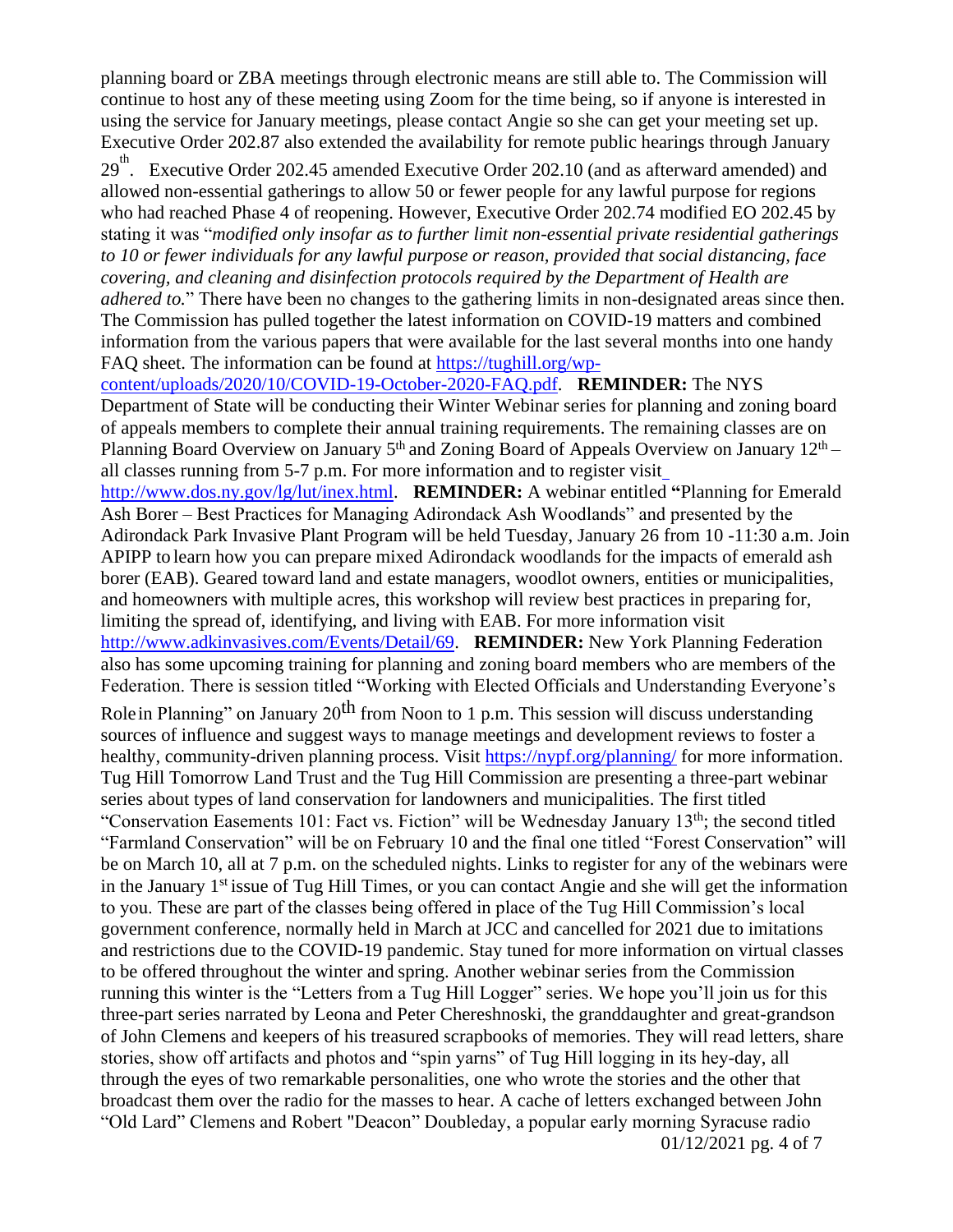planning board or ZBA meetings through electronic means are still able to. The Commission will continue to host any of these meeting using Zoom for the time being, so if anyone is interested in using the service for January meetings, please contact Angie so she can get your meeting set up. Executive Order 202.87 also extended the availability for remote public hearings through January 29th. Executive Order 202.45 amended Executive Order 202.10 (and as afterward amended) and allowed non-essential gatherings to allow 50 or fewer people for any lawful purpose for regions who had reached Phase 4 of reopening. However, Executive Order 202.74 modified EO 202.45 by stating it was "*modified only insofar as to further limit non-essential private residential gatherings to 10 or fewer individuals for any lawful purpose or reason, provided that social distancing, face covering, and cleaning and disinfection protocols required by the Department of Health are adhered to.*" There have been no changes to the gathering limits in non-designated areas since then. The Commission has pulled together the latest information on COVID-19 matters and combined information from the various papers that were available for the last several months into one handy FAQ sheet. The information can be found at https://tughill.org/wp-content/uploads/2020/10/COVID-19-October-2020-FAQ.pdf. **REMINDER:** The NYS Department of State will be conducting their Winter Webinar series for planning and zoning board of appeals members to complete their annual training requirements. The remaining classes are on Planning Board Overview on January 5th and Zoning Board of Appeals Overview on January 12th – all classes running from 5-7 p.m. For more information and to register visit http://www.dos.ny.gov/lg/lut/inex.html. **REMINDER:** A webinar entitled **"**Planning for Emerald Ash Borer – Best Practices for Managing Adirondack Ash Woodlands" and presented by the Adirondack Park Invasive Plant Program will be held Tuesday, January 26 from 10 -11:30 a.m. Join APIPP to learn how you can prepare mixed Adirondack woodlands for the impacts of emerald ash borer (EAB). Geared toward land and estate managers, woodlot owners, entities or municipalities, and homeowners with multiple acres, this workshop will review best practices in preparing for, limiting the spread of, identifying, and living with EAB. For more information visit http://www.adkinvasives.com/Events/Detail/69. **REMINDER:** New York Planning Federation also has some upcoming training for planning and zoning board members who are members of the Federation. There is session titled "Working with Elected Officials and Understanding Everyone's Role in Planning" on January 20th from Noon to 1 p.m. This session will discuss understanding sources of influence and suggest ways to manage meetings and development reviews to foster a healthy, community-driven planning process. Visit https://nypf.org/planning/ for more information. Tug Hill Tomorrow Land Trust and the Tug Hill Commission are presenting a three-part webinar series about types of land conservation for landowners and municipalities. The first titled "Conservation Easements 101: Fact vs. Fiction" will be Wednesday January 13th; the second titled "Farmland Conservation" will be on February 10 and the final one titled "Forest Conservation" will be on March 10, all at 7 p.m. on the scheduled nights. Links to register for any of the webinars were in the January 1st issue of Tug Hill Times, or you can contact Angie and she will get the information to you. These are part of the classes being offered in place of the Tug Hill Commission's local government conference, normally held in March at JCC and cancelled for 2021 due to imitations and restrictions due to the COVID-19 pandemic. Stay tuned for more information on virtual classes to be offered throughout the winter and spring. Another webinar series from the Commission running this winter is the "Letters from a Tug Hill Logger" series. We hope you'll join us for this three-part series narrated by Leona and Peter Chereshnoski, the granddaughter and great-grandson of John Clemens and keepers of his treasured scrapbooks of memories. They will read letters, share stories, show off artifacts and photos and "spin yarns" of Tug Hill logging in its hey-day, all through the eyes of two remarkable personalities, one who wrote the stories and the other that broadcast them over the radio for the masses to hear. A cache of letters exchanged between John "Old Lard" Clemens and Robert "Deacon" Doubleday, a popular early morning Syracuse radio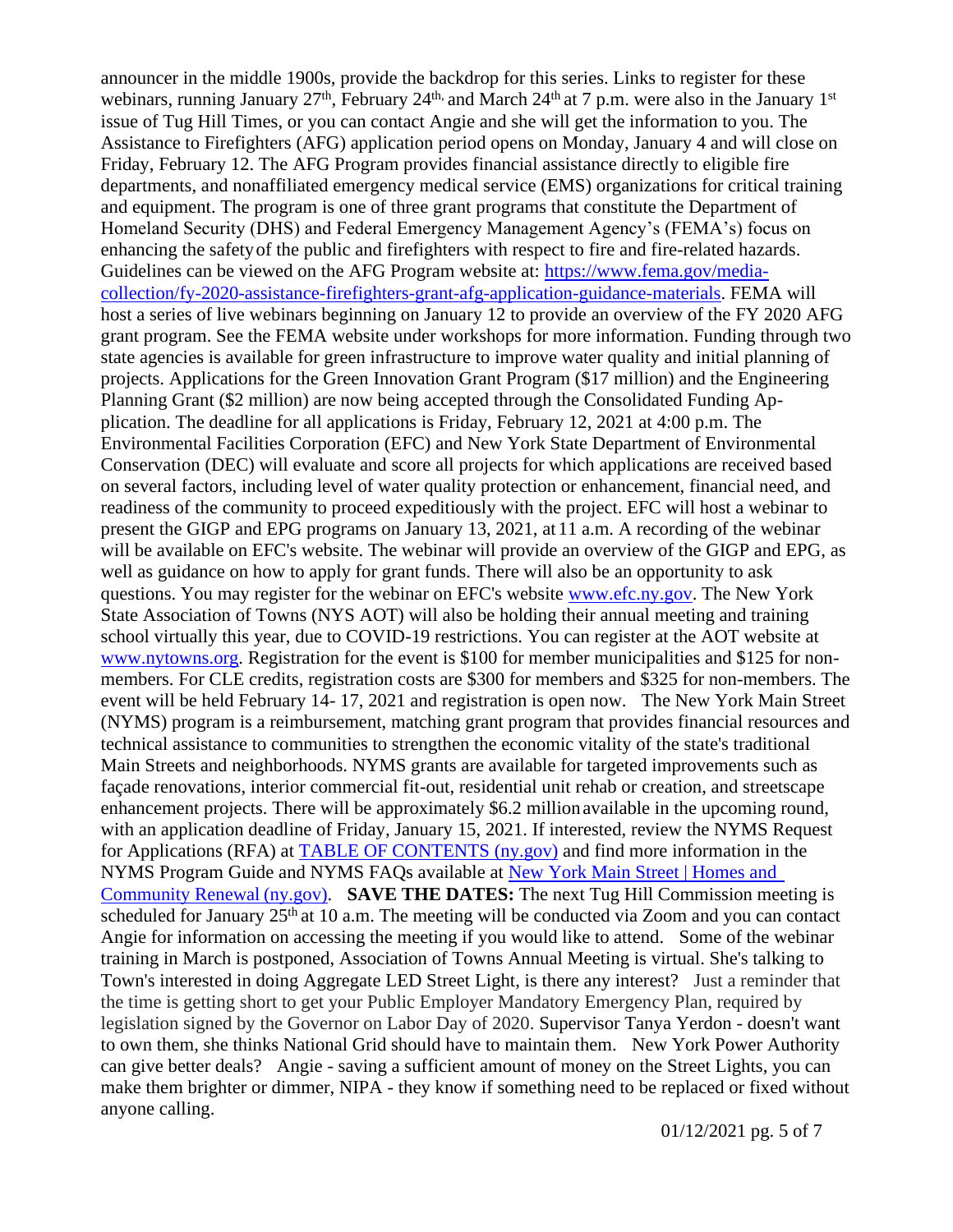announcer in the middle 1900s, provide the backdrop for this series. Links to register for these webinars, running January 27th, February 24th, and March 24th at 7 p.m. were also in the January 1st issue of Tug Hill Times, or you can contact Angie and she will get the information to you. The Assistance to Firefighters (AFG) application period opens on Monday, January 4 and will close on Friday, February 12. The AFG Program provides financial assistance directly to eligible fire departments, and nonaffiliated emergency medical service (EMS) organizations for critical training and equipment. The program is one of three grant programs that constitute the Department of Homeland Security (DHS) and Federal Emergency Management Agency's (FEMA's) focus on enhancing the safety of the public and firefighters with respect to fire and fire-related hazards. Guidelines can be viewed on the AFG Program website at: [https://www.fema.gov/media-collection/fy-2020-assistance-firefighters-grant-afg-application-guidance-materials](https://www.fema.gov/media-collection/fy-2020-assistance-firefighters-grant-afg-application-guidance-materials). FEMA will host a series of live webinars beginning on January 12 to provide an overview of the FY 2020 AFG grant program. See the FEMA website under workshops for more information. Funding through two state agencies is available for green infrastructure to improve water quality and initial planning of projects. Applications for the Green Innovation Grant Program ($17 million) and the Engineering Planning Grant ($2 million) are now being accepted through the Consolidated Funding Application. The deadline for all applications is Friday, February 12, 2021 at 4:00 p.m. The Environmental Facilities Corporation (EFC) and New York State Department of Environmental Conservation (DEC) will evaluate and score all projects for which applications are received based on several factors, including level of water quality protection or enhancement, financial need, and readiness of the community to proceed expeditiously with the project. EFC will host a webinar to present the GIGP and EPG programs on January 13, 2021, at 11 a.m. A recording of the webinar will be available on EFC's website. The webinar will provide an overview of the GIGP and EPG, as well as guidance on how to apply for grant funds. There will also be an opportunity to ask questions. You may register for the webinar on EFC's website [www.efc.ny.gov](http://www.efc.ny.gov). The New York State Association of Towns (NYS AOT) will also be holding their annual meeting and training school virtually this year, due to COVID-19 restrictions. You can register at the AOT website at [www.nytowns.org](http://www.nytowns.org). Registration for the event is $100 for member municipalities and $125 for non-members. For CLE credits, registration costs are $300 for members and $325 for non-members. The event will be held February 14- 17, 2021 and registration is open now. The New York Main Street (NYMS) program is a reimbursement, matching grant program that provides financial resources and technical assistance to communities to strengthen the economic vitality of the state's traditional Main Streets and neighborhoods. NYMS grants are available for targeted improvements such as façade renovations, interior commercial fit-out, residential unit rehab or creation, and streetscape enhancement projects. There will be approximately $6.2 million available in the upcoming round, with an application deadline of Friday, January 15, 2021. If interested, review the NYMS Request for Applications (RFA) at [TABLE OF CONTENTS (ny.gov)]() and find more information in the NYMS Program Guide and NYMS FAQs available at [New York Main Street | Homes and Community Renewal (ny.gov)](). **SAVE THE DATES:** The next Tug Hill Commission meeting is scheduled for January 25th at 10 a.m. The meeting will be conducted via Zoom and you can contact Angie for information on accessing the meeting if you would like to attend. Some of the webinar training in March is postponed, Association of Towns Annual Meeting is virtual. She's talking to Town's interested in doing Aggregate LED Street Light, is there any interest? Just a reminder that the time is getting short to get your Public Employer Mandatory Emergency Plan, required by legislation signed by the Governor on Labor Day of 2020. Supervisor Tanya Yerdon - doesn't want to own them, she thinks National Grid should have to maintain them. New York Power Authority can give better deals? Angie - saving a sufficient amount of money on the Street Lights, you can make them brighter or dimmer, NIPA - they know if something need to be replaced or fixed without anyone calling.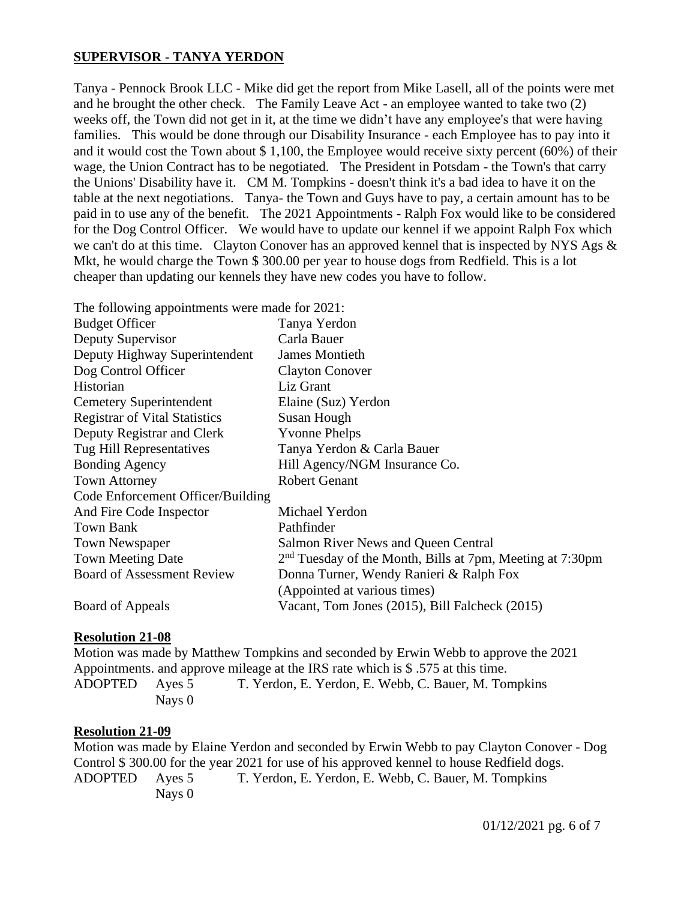## SUPERVISOR - TANYA YERDON

Tanya - Pennock Brook LLC - Mike did get the report from Mike Lasell, all of the points were met and he brought the other check. The Family Leave Act - an employee wanted to take two (2) weeks off, the Town did not get in it, at the time we didn't have any employee's that were having families. This would be done through our Disability Insurance - each Employee has to pay into it and it would cost the Town about $ 1,100, the Employee would receive sixty percent (60%) of their wage, the Union Contract has to be negotiated. The President in Potsdam - the Town's that carry the Unions' Disability have it. CM M. Tompkins - doesn't think it's a bad idea to have it on the table at the next negotiations. Tanya- the Town and Guys have to pay, a certain amount has to be paid in to use any of the benefit. The 2021 Appointments - Ralph Fox would like to be considered for the Dog Control Officer. We would have to update our kennel if we appoint Ralph Fox which we can't do at this time. Clayton Conover has an approved kennel that is inspected by NYS Ags & Mkt, he would charge the Town $ 300.00 per year to house dogs from Redfield. This is a lot cheaper than updating our kennels they have new codes you have to follow.

The following appointments were made for 2021:

| | |
|---|---|
| Budget Officer | Tanya Yerdon |
| Deputy Supervisor | Carla Bauer |
| Deputy Highway Superintendent | James Montieth |
| Dog Control Officer | Clayton Conover |
| Historian | Liz Grant |
| Cemetery Superintendent | Elaine (Suz) Yerdon |
| Registrar of Vital Statistics | Susan Hough |
| Deputy Registrar and Clerk | Yvonne Phelps |
| Tug Hill Representatives | Tanya Yerdon & Carla Bauer |
| Bonding Agency | Hill Agency/NGM Insurance Co. |
| Town Attorney | Robert Genant |
| Code Enforcement Officer/Building And Fire Code Inspector | Michael Yerdon |
| Town Bank | Pathfinder |
| Town Newspaper | Salmon River News and Queen Central |
| Town Meeting Date | 2nd Tuesday of the Month, Bills at 7pm, Meeting at 7:30pm |
| Board of Assessment Review | Donna Turner, Wendy Ranieri & Ralph Fox (Appointed at various times) |
| Board of Appeals | Vacant, Tom Jones (2015), Bill Falcheck (2015) |

**Resolution 21-08**

Motion was made by Matthew Tompkins and seconded by Erwin Webb to approve the 2021 Appointments. and approve mileage at the IRS rate which is $ .575 at this time.

ADOPTED Ayes 5 T. Yerdon, E. Yerdon, E. Webb, C. Bauer, M. Tompkins
Nays 0

**Resolution 21-09**

Motion was made by Elaine Yerdon and seconded by Erwin Webb to pay Clayton Conover - Dog Control $ 300.00 for the year 2021 for use of his approved kennel to house Redfield dogs.

ADOPTED Ayes 5 T. Yerdon, E. Yerdon, E. Webb, C. Bauer, M. Tompkins
Nays 0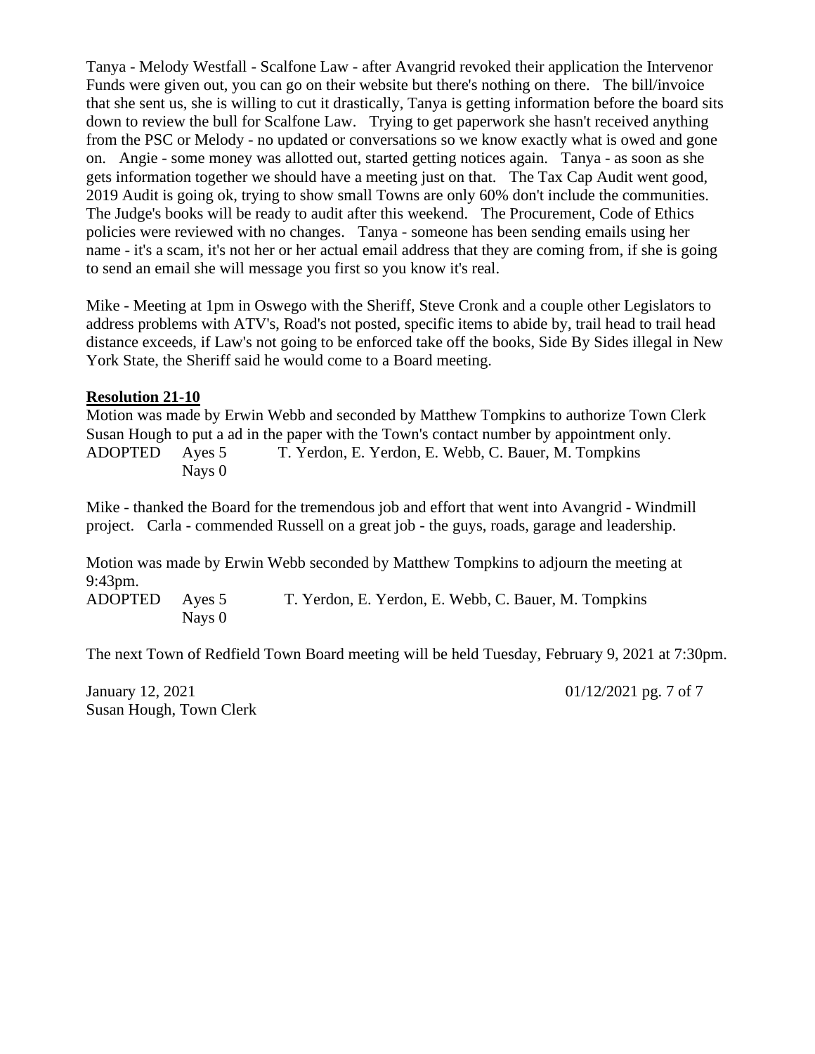Tanya - Melody Westfall - Scalfone Law - after Avangrid revoked their application the Intervenor Funds were given out, you can go on their website but there's nothing on there. The bill/invoice that she sent us, she is willing to cut it drastically, Tanya is getting information before the board sits down to review the bull for Scalfone Law. Trying to get paperwork she hasn't received anything from the PSC or Melody - no updated or conversations so we know exactly what is owed and gone on. Angie - some money was allotted out, started getting notices again. Tanya - as soon as she gets information together we should have a meeting just on that. The Tax Cap Audit went good, 2019 Audit is going ok, trying to show small Towns are only 60% don't include the communities. The Judge's books will be ready to audit after this weekend. The Procurement, Code of Ethics policies were reviewed with no changes. Tanya - someone has been sending emails using her name - it's a scam, it's not her or her actual email address that they are coming from, if she is going to send an email she will message you first so you know it's real.

Mike - Meeting at 1pm in Oswego with the Sheriff, Steve Cronk and a couple other Legislators to address problems with ATV's, Road's not posted, specific items to abide by, trail head to trail head distance exceeds, if Law's not going to be enforced take off the books, Side By Sides illegal in New York State, the Sheriff said he would come to a Board meeting.

**Resolution 21-10**

Motion was made by Erwin Webb and seconded by Matthew Tompkins to authorize Town Clerk Susan Hough to put a ad in the paper with the Town's contact number by appointment only.

ADOPTED Ayes 5 T. Yerdon, E. Yerdon, E. Webb, C. Bauer, M. Tompkins
Nays 0

Mike - thanked the Board for the tremendous job and effort that went into Avangrid - Windmill project. Carla - commended Russell on a great job - the guys, roads, garage and leadership.

Motion was made by Erwin Webb seconded by Matthew Tompkins to adjourn the meeting at 9:43pm.

ADOPTED Ayes 5 T. Yerdon, E. Yerdon, E. Webb, C. Bauer, M. Tompkins
Nays 0

The next Town of Redfield Town Board meeting will be held Tuesday, February 9, 2021 at 7:30pm.

January 12, 2021
Susan Hough, Town Clerk